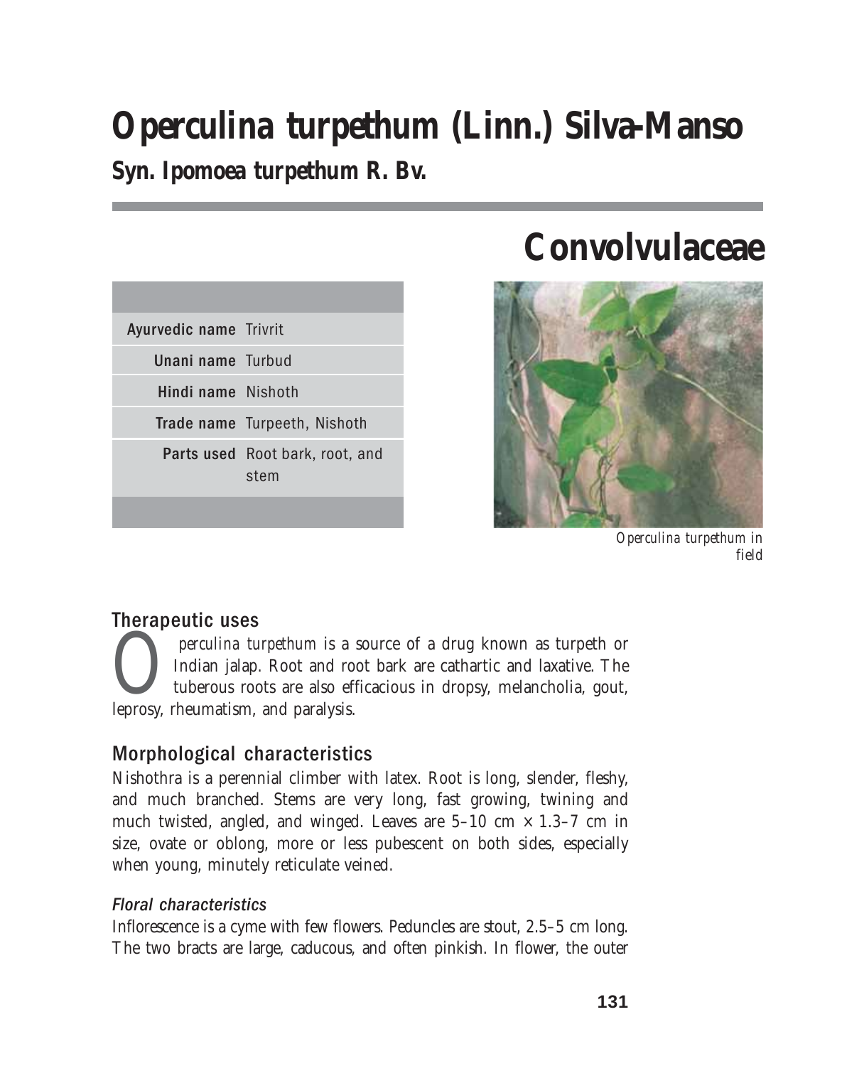# Operculina turpethum (Linn.) Silva-Manso

## Syn. Ipomoea turpethum R. Bv.

# Convolvulaceae

| | |
|---|---|
| **Ayurvedic name** | Trivrit |
| **Unani name** | Turbud |
| **Hindi name** | Nishoth |
| **Trade name** | Turpeeth, Nishoth |
| **Parts used** | Root bark, root, and stem |

*Operculina turpethum* in field

## Therapeutic uses

*Operculina turpethum* is a source of a drug known as turpeth or Indian jalap. Root and root bark are cathartic and laxative. The tuberous roots are also efficacious in dropsy, melancholia, gout, leprosy, rheumatism, and paralysis.

## Morphological characteristics

Nishothra is a perennial climber with latex. Root is long, slender, fleshy, and much branched. Stems are very long, fast growing, twining and much twisted, angled, and winged. Leaves are 5–10 cm × 1.3–7 cm in size, ovate or oblong, more or less pubescent on both sides, especially when young, minutely reticulate veined.

### *Floral characteristics*

Inflorescence is a cyme with few flowers. Peduncles are stout, 2.5–5 cm long. The two bracts are large, caducous, and often pinkish. In flower, the outer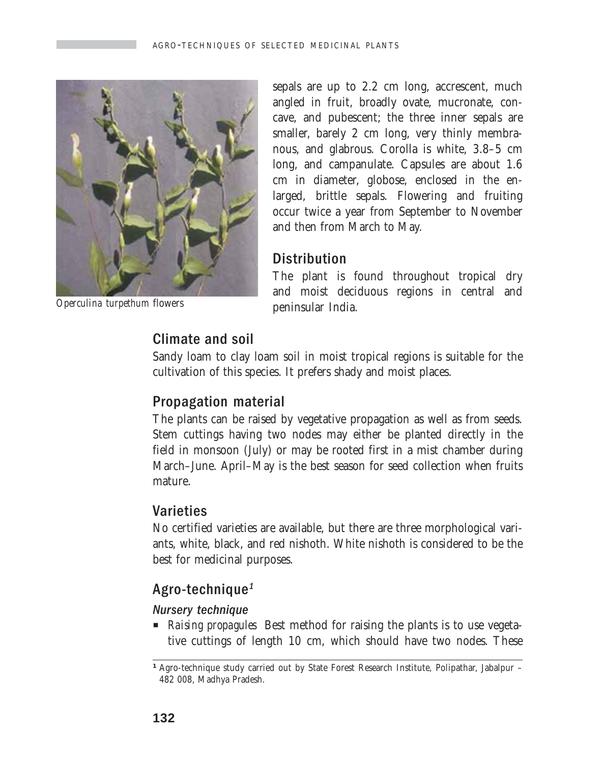*Operculina turpethum* flowers

sepals are up to 2.2 cm long, accrescent, much angled in fruit, broadly ovate, mucronate, concave, and pubescent; the three inner sepals are smaller, barely 2 cm long, very thinly membranous, and glabrous. Corolla is white, 3.8–5 cm long, and campanulate. Capsules are about 1.6 cm in diameter, globose, enclosed in the enlarged, brittle sepals. Flowering and fruiting occur twice a year from September to November and then from March to May.

## Distribution

The plant is found throughout tropical dry and moist deciduous regions in central and peninsular India.

## Climate and soil

Sandy loam to clay loam soil in moist tropical regions is suitable for the cultivation of this species. It prefers shady and moist places.

## Propagation material

The plants can be raised by vegetative propagation as well as from seeds. Stem cuttings having two nodes may either be planted directly in the field in monsoon (July) or may be rooted first in a mist chamber during March–June. April–May is the best season for seed collection when fruits mature.

## Varieties

No certified varieties are available, but there are three morphological variants, white, black, and red nishoth. White nishoth is considered to be the best for medicinal purposes.

## Agro-technique[1]

### *Nursery technique*

- *Raising propagules* Best method for raising the plants is to use vegetative cuttings of length 10 cm, which should have two nodes. These

[1] Agro-technique study carried out by State Forest Research Institute, Polipathar, Jabalpur – 482 008, Madhya Pradesh.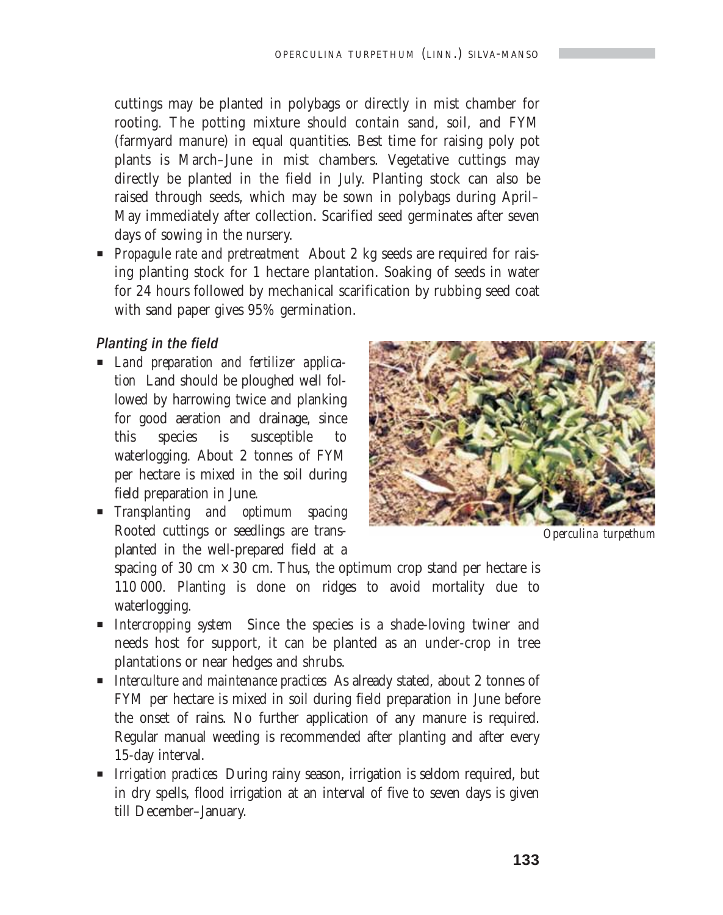cuttings may be planted in polybags or directly in mist chamber for rooting. The potting mixture should contain sand, soil, and FYM (farmyard manure) in equal quantities. Best time for raising poly pot plants is March–June in mist chambers. Vegetative cuttings may directly be planted in the field in July. Planting stock can also be raised through seeds, which may be sown in polybags during April–May immediately after collection. Scarified seed germinates after seven days of sowing in the nursery.

- *Propagule rate and pretreatment* About 2 kg seeds are required for raising planting stock for 1 hectare plantation. Soaking of seeds in water for 24 hours followed by mechanical scarification by rubbing seed coat with sand paper gives 95% germination.

### *Planting in the field*

- *Land preparation and fertilizer application* Land should be ploughed well followed by harrowing twice and planking for good aeration and drainage, since this species is susceptible to waterlogging. About 2 tonnes of FYM per hectare is mixed in the soil during field preparation in June.
- *Transplanting and optimum spacing* Rooted cuttings or seedlings are transplanted in the well-prepared field at a spacing of 30 cm × 30 cm. Thus, the optimum crop stand per hectare is 110 000. Planting is done on ridges to avoid mortality due to waterlogging.
- *Intercropping system* Since the species is a shade-loving twiner and needs host for support, it can be planted as an under-crop in tree plantations or near hedges and shrubs.
- *Interculture and maintenance practices* As already stated, about 2 tonnes of FYM per hectare is mixed in soil during field preparation in June before the onset of rains. No further application of any manure is required. Regular manual weeding is recommended after planting and after every 15-day interval.
- *Irrigation practices* During rainy season, irrigation is seldom required, but in dry spells, flood irrigation at an interval of five to seven days is given till December–January.

*Operculina turpethum*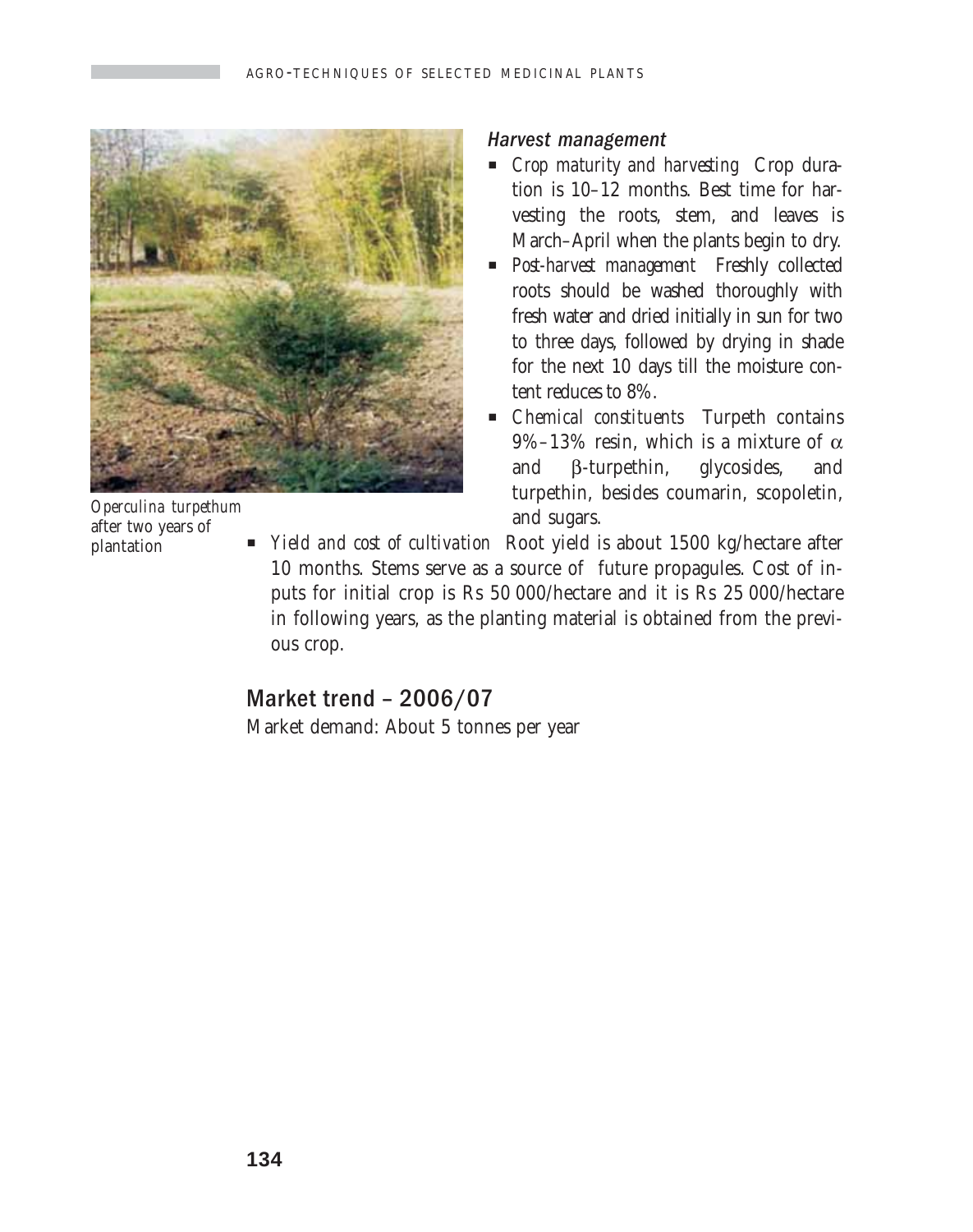*Operculina turpethum* after two years of plantation

### *Harvest management*

- *Crop maturity and harvesting* Crop duration is 10–12 months. Best time for harvesting the roots, stem, and leaves is March–April when the plants begin to dry.
- *Post-harvest management* Freshly collected roots should be washed thoroughly with fresh water and dried initially in sun for two to three days, followed by drying in shade for the next 10 days till the moisture content reduces to 8%.
- *Chemical constituents* Turpeth contains 9%–13% resin, which is a mixture of $\alpha$ and $\beta$-turpethin, glycosides, and turpethin, besides coumarin, scopoletin, and sugars.
- *Yield and cost of cultivation* Root yield is about 1500 kg/hectare after 10 months. Stems serve as a source of future propagules. Cost of inputs for initial crop is Rs 50 000/hectare and it is Rs 25 000/hectare in following years, as the planting material is obtained from the previous crop.

## Market trend – 2006/07

Market demand: About 5 tonnes per year